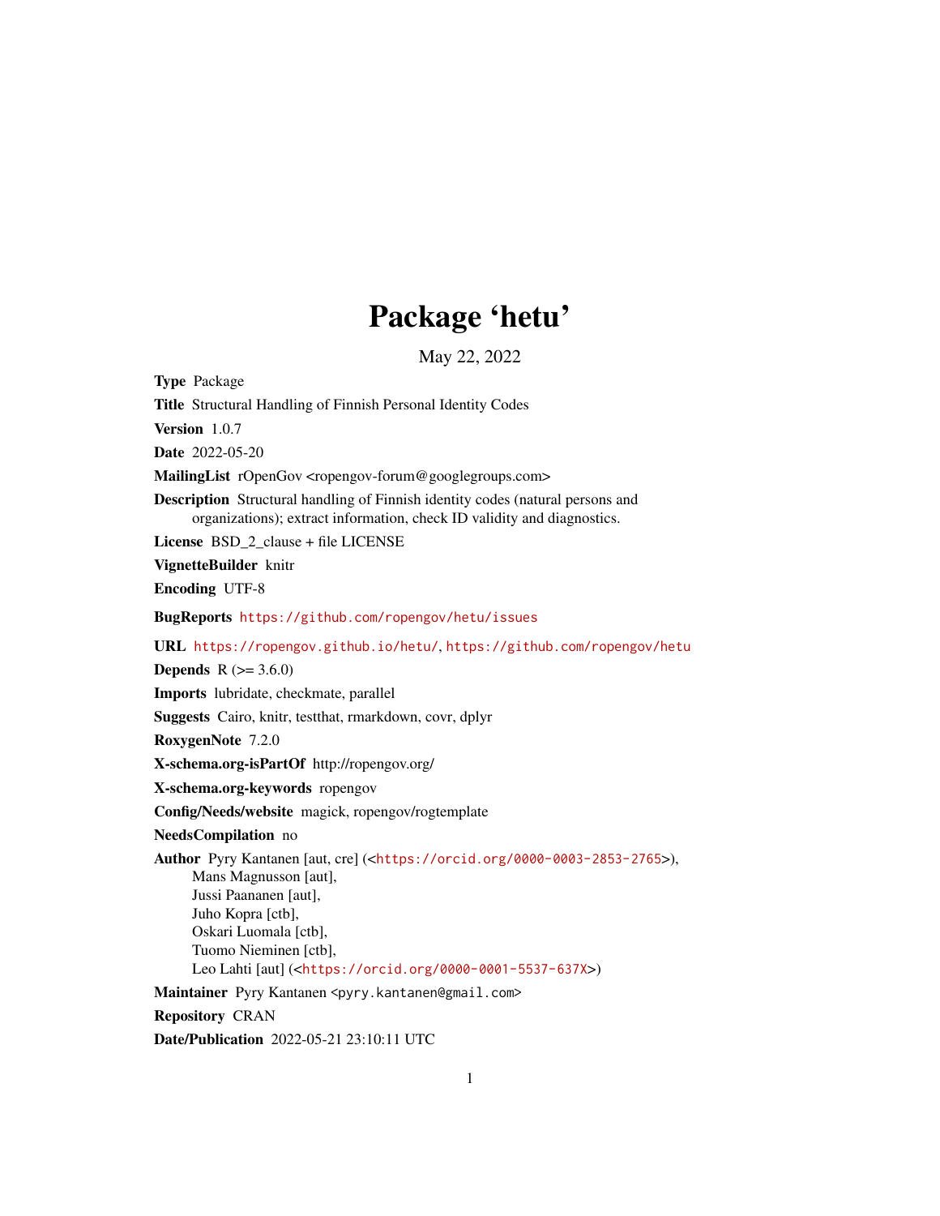# Package 'hetu'

May 22, 2022

**Type** Package

**Title** Structural Handling of Finnish Personal Identity Codes

**Version** 1.0.7

**Date** 2022-05-20

**MailingList** rOpenGov <ropengov-forum@googlegroups.com>

**Description** Structural handling of Finnish identity codes (natural persons and organizations); extract information, check ID validity and diagnostics.

**License** BSD_2_clause + file LICENSE

**VignetteBuilder** knitr

**Encoding** UTF-8

**BugReports** https://github.com/ropengov/hetu/issues

**URL** https://ropengov.github.io/hetu/, https://github.com/ropengov/hetu

**Depends** R (>= 3.6.0)

**Imports** lubridate, checkmate, parallel

**Suggests** Cairo, knitr, testthat, rmarkdown, covr, dplyr

**RoxygenNote** 7.2.0

**X-schema.org-isPartOf** http://ropengov.org/

**X-schema.org-keywords** ropengov

**Config/Needs/website** magick, ropengov/rogtemplate

**NeedsCompilation** no

**Author** Pyry Kantanen [aut, cre] (<https://orcid.org/0000-0003-2853-2765>),
Mans Magnusson [aut],
Jussi Paananen [aut],
Juho Kopra [ctb],
Oskari Luomala [ctb],
Tuomo Nieminen [ctb],
Leo Lahti [aut] (<https://orcid.org/0000-0001-5537-637X>)

**Maintainer** Pyry Kantanen <pyry.kantanen@gmail.com>

**Repository** CRAN

**Date/Publication** 2022-05-21 23:10:11 UTC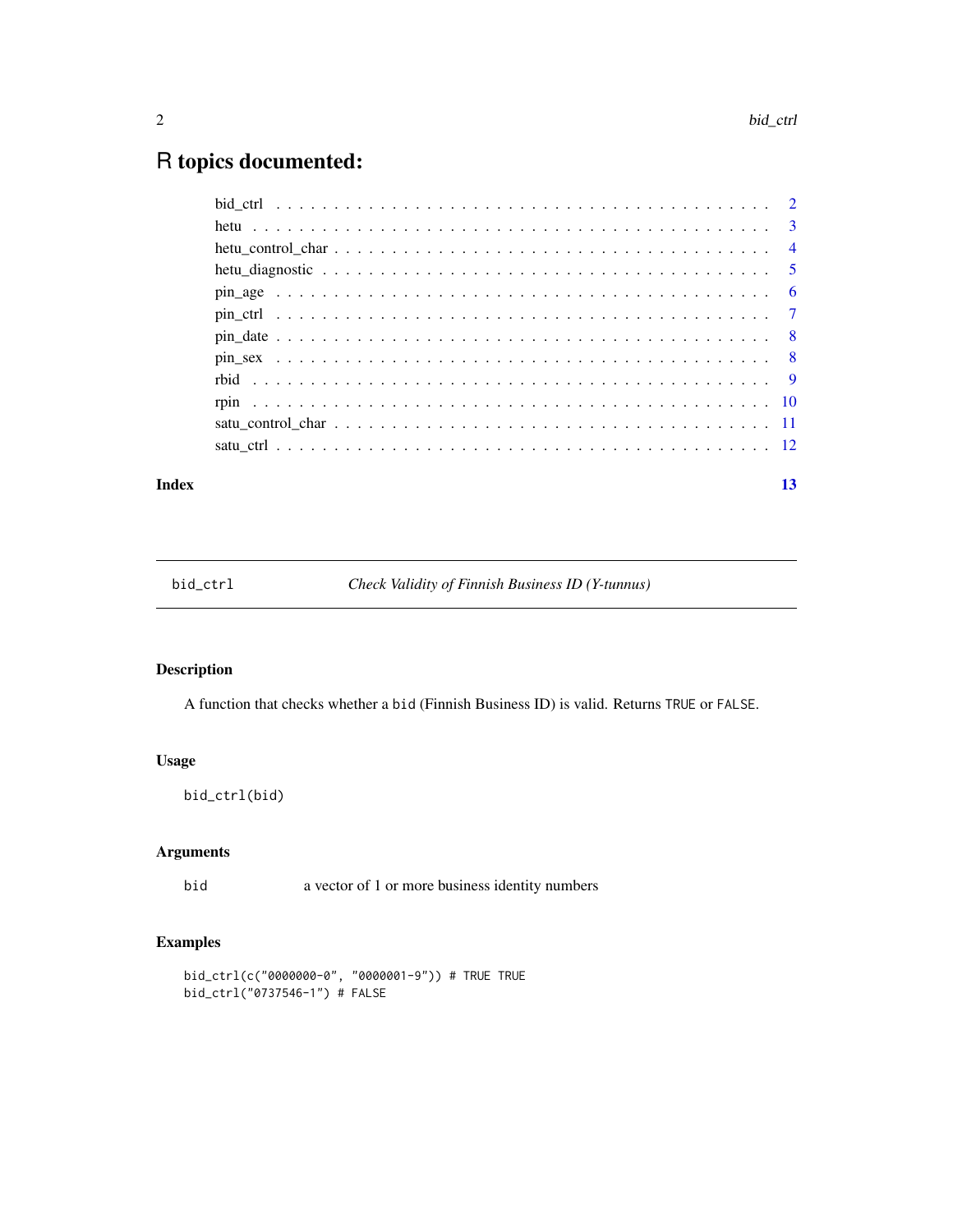# R topics documented:

- bid_ctrl . . . . . . . . . . . . . . . . . . . . . . . . . . . . . . . . . . . . . . . . . . 2
- hetu . . . . . . . . . . . . . . . . . . . . . . . . . . . . . . . . . . . . . . . . . . . . 3
- hetu_control_char . . . . . . . . . . . . . . . . . . . . . . . . . . . . . . . . . . . . . 4
- hetu_diagnostic . . . . . . . . . . . . . . . . . . . . . . . . . . . . . . . . . . . . . . 5
- pin_age . . . . . . . . . . . . . . . . . . . . . . . . . . . . . . . . . . . . . . . . . . 6
- pin_ctrl . . . . . . . . . . . . . . . . . . . . . . . . . . . . . . . . . . . . . . . . . . 7
- pin_date . . . . . . . . . . . . . . . . . . . . . . . . . . . . . . . . . . . . . . . . . 8
- pin_sex . . . . . . . . . . . . . . . . . . . . . . . . . . . . . . . . . . . . . . . . . . 8
- rbid . . . . . . . . . . . . . . . . . . . . . . . . . . . . . . . . . . . . . . . . . . . . 9
- rpin . . . . . . . . . . . . . . . . . . . . . . . . . . . . . . . . . . . . . . . . . . . . 10
- satu_control_char . . . . . . . . . . . . . . . . . . . . . . . . . . . . . . . . . . . . 11
- satu_ctrl . . . . . . . . . . . . . . . . . . . . . . . . . . . . . . . . . . . . . . . . . 12

**Index** 13

---

## bid_ctrl — *Check Validity of Finnish Business ID (Y-tunnus)*

### Description

A function that checks whether a `bid` (Finnish Business ID) is valid. Returns `TRUE` or `FALSE`.

### Usage

```
bid_ctrl(bid)
```

### Arguments

| | |
|---|---|
| `bid` | a vector of 1 or more business identity numbers |

### Examples

```
bid_ctrl(c("0000000-0", "0000001-9")) # TRUE TRUE
bid_ctrl("0737546-1") # FALSE
```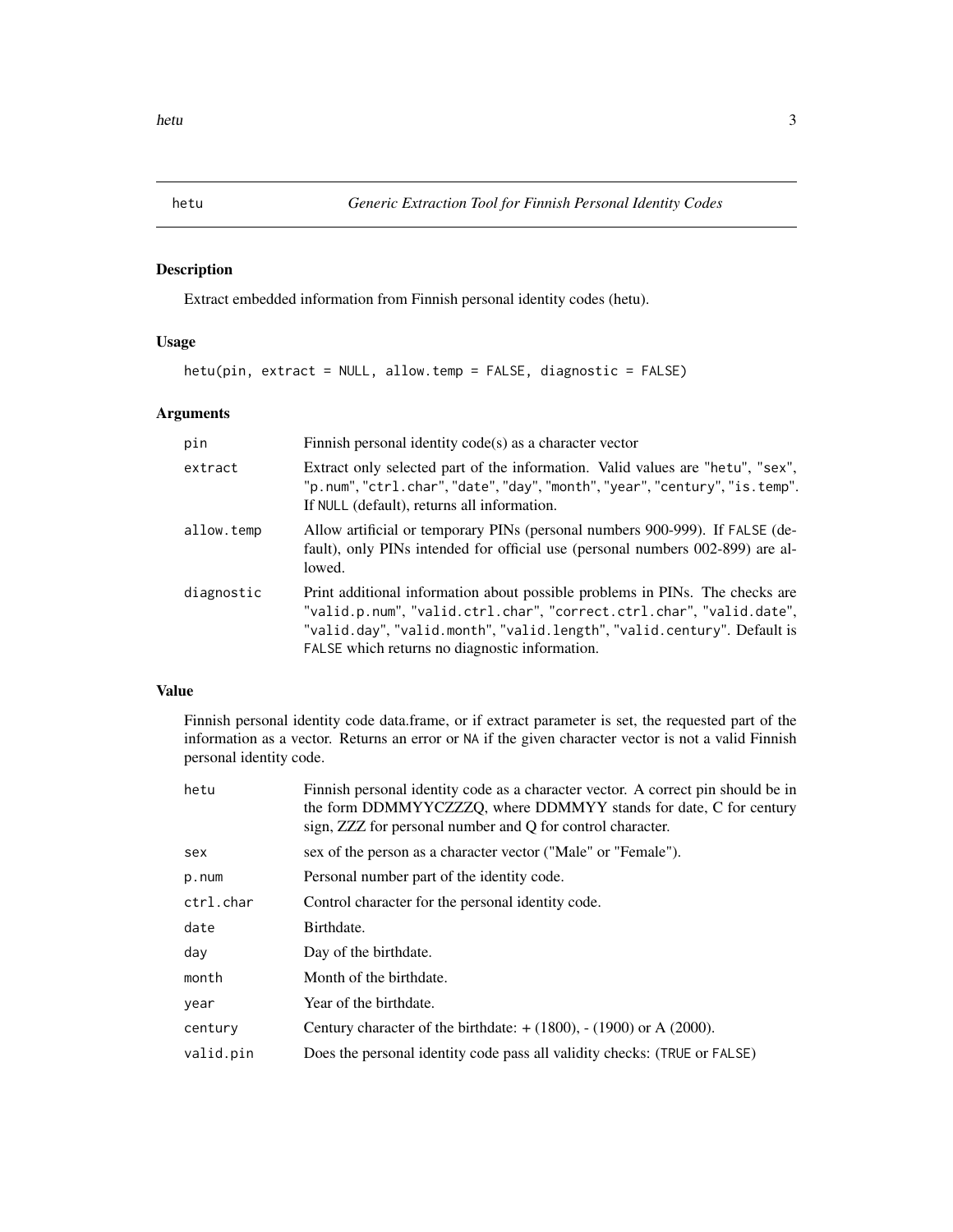# hetu — *Generic Extraction Tool for Finnish Personal Identity Codes*

## Description

Extract embedded information from Finnish personal identity codes (hetu).

## Usage

```
hetu(pin, extract = NULL, allow.temp = FALSE, diagnostic = FALSE)
```

## Arguments

| | |
|---|---|
| `pin` | Finnish personal identity code(s) as a character vector |
| `extract` | Extract only selected part of the information. Valid values are `"hetu"`, `"sex"`, `"p.num"`, `"ctrl.char"`, `"date"`, `"day"`, `"month"`, `"year"`, `"century"`, `"is.temp"`. If `NULL` (default), returns all information. |
| `allow.temp` | Allow artificial or temporary PINs (personal numbers 900-999). If `FALSE` (default), only PINs intended for official use (personal numbers 002-899) are allowed. |
| `diagnostic` | Print additional information about possible problems in PINs. The checks are `"valid.p.num"`, `"valid.ctrl.char"`, `"correct.ctrl.char"`, `"valid.date"`, `"valid.day"`, `"valid.month"`, `"valid.length"`, `"valid.century"`. Default is `FALSE` which returns no diagnostic information. |

## Value

Finnish personal identity code data.frame, or if extract parameter is set, the requested part of the information as a vector. Returns an error or `NA` if the given character vector is not a valid Finnish personal identity code.

| | |
|---|---|
| `hetu` | Finnish personal identity code as a character vector. A correct pin should be in the form DDMMYYCZZZQ, where DDMMYY stands for date, C for century sign, ZZZ for personal number and Q for control character. |
| `sex` | sex of the person as a character vector ("Male" or "Female"). |
| `p.num` | Personal number part of the identity code. |
| `ctrl.char` | Control character for the personal identity code. |
| `date` | Birthdate. |
| `day` | Day of the birthdate. |
| `month` | Month of the birthdate. |
| `year` | Year of the birthdate. |
| `century` | Century character of the birthdate: + (1800), - (1900) or A (2000). |
| `valid.pin` | Does the personal identity code pass all validity checks: (`TRUE` or `FALSE`) |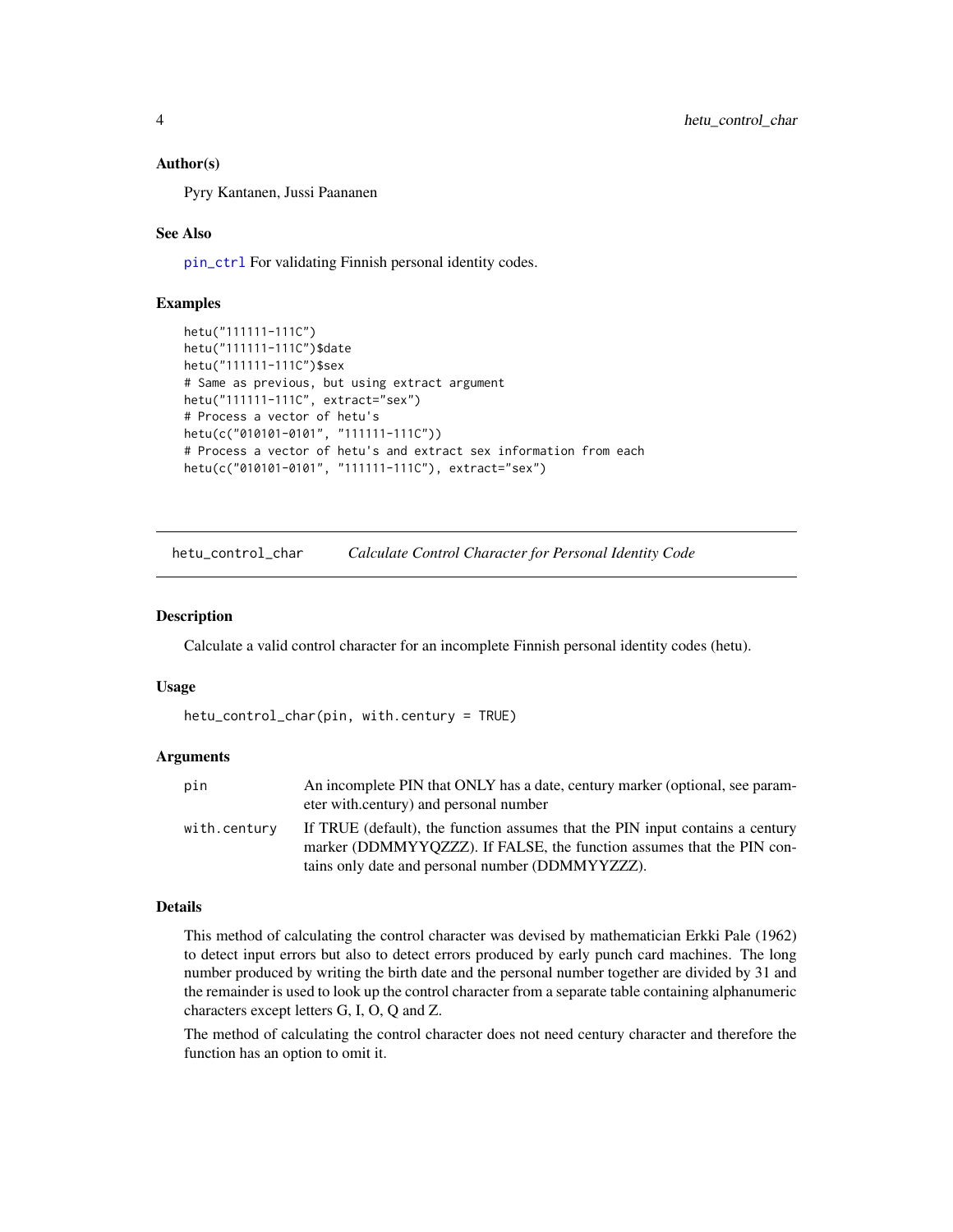### Author(s)

Pyry Kantanen, Jussi Paananen

### See Also

pin_ctrl For validating Finnish personal identity codes.

### Examples

```
hetu("111111-111C")
hetu("111111-111C")$date
hetu("111111-111C")$sex
# Same as previous, but using extract argument
hetu("111111-111C", extract="sex")
# Process a vector of hetu's
hetu(c("010101-0101", "111111-111C"))
# Process a vector of hetu's and extract sex information from each
hetu(c("010101-0101", "111111-111C"), extract="sex")
```

---

## hetu_control_char — *Calculate Control Character for Personal Identity Code*

### Description

Calculate a valid control character for an incomplete Finnish personal identity codes (hetu).

### Usage

```
hetu_control_char(pin, with.century = TRUE)
```

### Arguments

| | |
|---|---|
| `pin` | An incomplete PIN that ONLY has a date, century marker (optional, see parameter with.century) and personal number |
| `with.century` | If TRUE (default), the function assumes that the PIN input contains a century marker (DDMMYYQZZZ). If FALSE, the function assumes that the PIN contains only date and personal number (DDMMYYZZZ). |

### Details

This method of calculating the control character was devised by mathematician Erkki Pale (1962) to detect input errors but also to detect errors produced by early punch card machines. The long number produced by writing the birth date and the personal number together are divided by 31 and the remainder is used to look up the control character from a separate table containing alphanumeric characters except letters G, I, O, Q and Z.

The method of calculating the control character does not need century character and therefore the function has an option to omit it.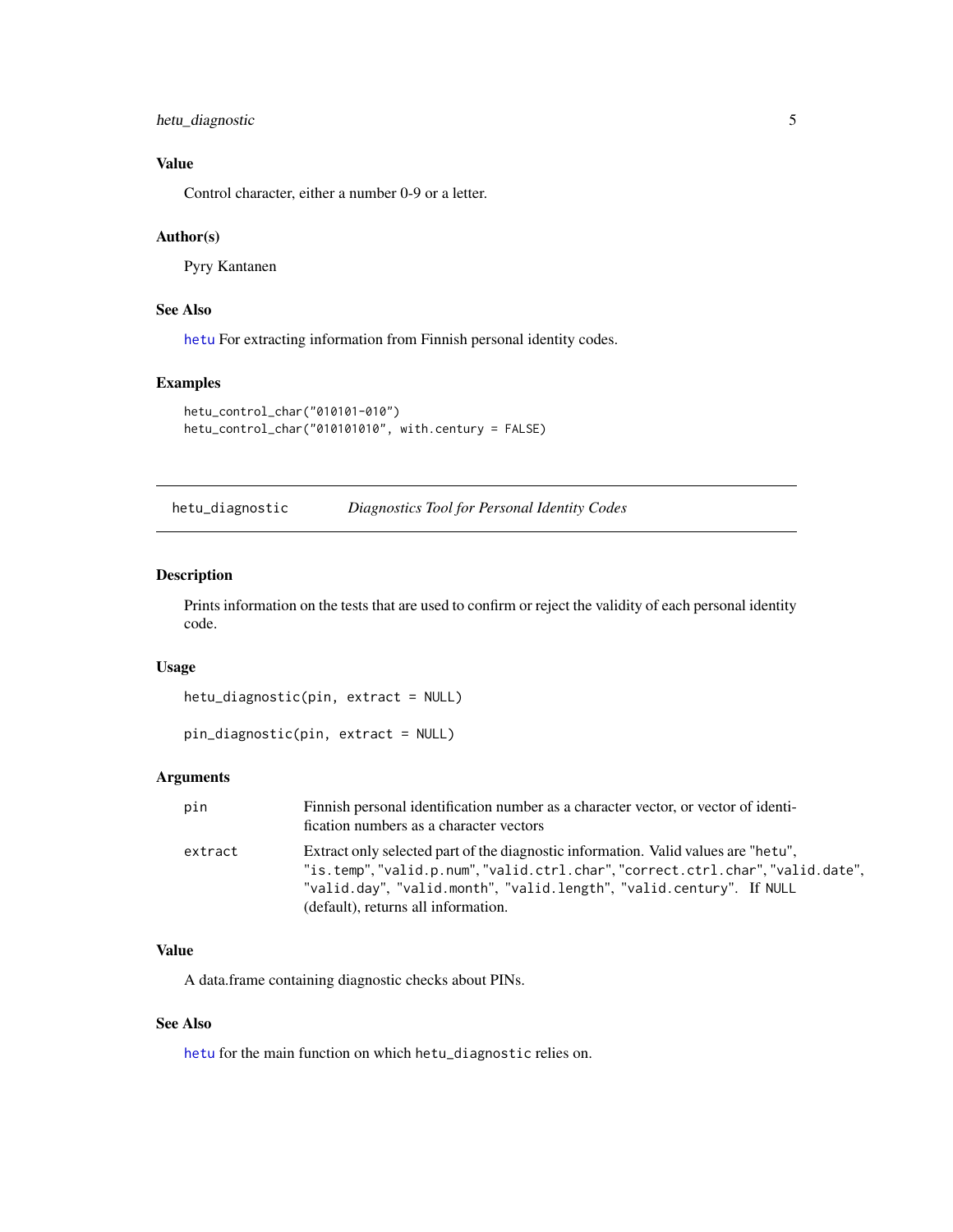### Value

Control character, either a number 0-9 or a letter.

### Author(s)

Pyry Kantanen

### See Also

hetu For extracting information from Finnish personal identity codes.

### Examples

```
hetu_control_char("010101-010")
hetu_control_char("010101010", with.century = FALSE)
```

---

## hetu_diagnostic    *Diagnostics Tool for Personal Identity Codes*

---

### Description

Prints information on the tests that are used to confirm or reject the validity of each personal identity code.

### Usage

```
hetu_diagnostic(pin, extract = NULL)

pin_diagnostic(pin, extract = NULL)
```

### Arguments

| | |
|---|---|
| pin | Finnish personal identification number as a character vector, or vector of identification numbers as a character vectors |
| extract | Extract only selected part of the diagnostic information. Valid values are "hetu", "is.temp", "valid.p.num", "valid.ctrl.char", "correct.ctrl.char", "valid.date", "valid.day", "valid.month", "valid.length", "valid.century". If NULL (default), returns all information. |

### Value

A data.frame containing diagnostic checks about PINs.

### See Also

hetu for the main function on which hetu_diagnostic relies on.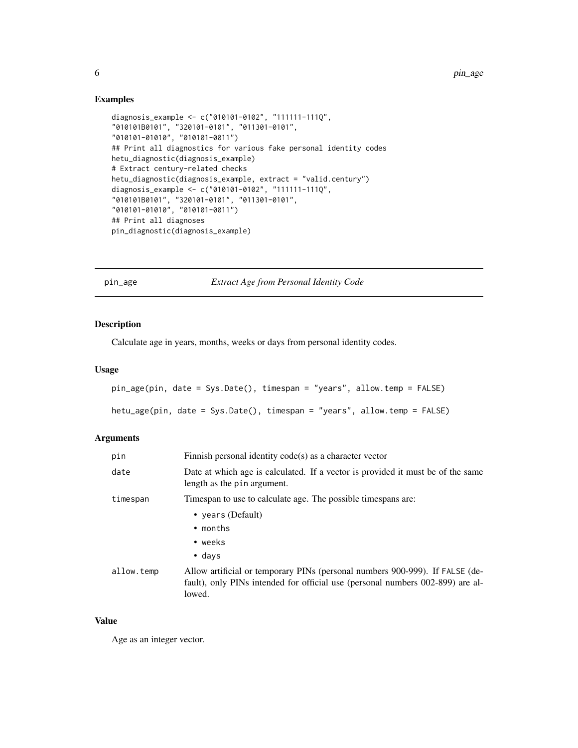## Examples

```
diagnosis_example <- c("010101-0102", "111111-111Q",
"010101B0101", "320101-0101", "011301-0101",
"010101-01010", "010101-0011")
## Print all diagnostics for various fake personal identity codes
hetu_diagnostic(diagnosis_example)
# Extract century-related checks
hetu_diagnostic(diagnosis_example, extract = "valid.century")
diagnosis_example <- c("010101-0102", "111111-111Q",
"010101B0101", "320101-0101", "011301-0101",
"010101-01010", "010101-0011")
## Print all diagnoses
pin_diagnostic(diagnosis_example)
```

---

## pin_age — *Extract Age from Personal Identity Code*

---

### Description

Calculate age in years, months, weeks or days from personal identity codes.

### Usage

```
pin_age(pin, date = Sys.Date(), timespan = "years", allow.temp = FALSE)

hetu_age(pin, date = Sys.Date(), timespan = "years", allow.temp = FALSE)
```

### Arguments

| | |
|---|---|
| `pin` | Finnish personal identity code(s) as a character vector |
| `date` | Date at which age is calculated. If a vector is provided it must be of the same length as the `pin` argument. |
| `timespan` | Timespan to use to calculate age. The possible timespans are: <br>• `years` (Default) <br>• `months` <br>• `weeks` <br>• `days` |
| `allow.temp` | Allow artificial or temporary PINs (personal numbers 900-999). If `FALSE` (default), only PINs intended for official use (personal numbers 002-899) are allowed. |

### Value

Age as an integer vector.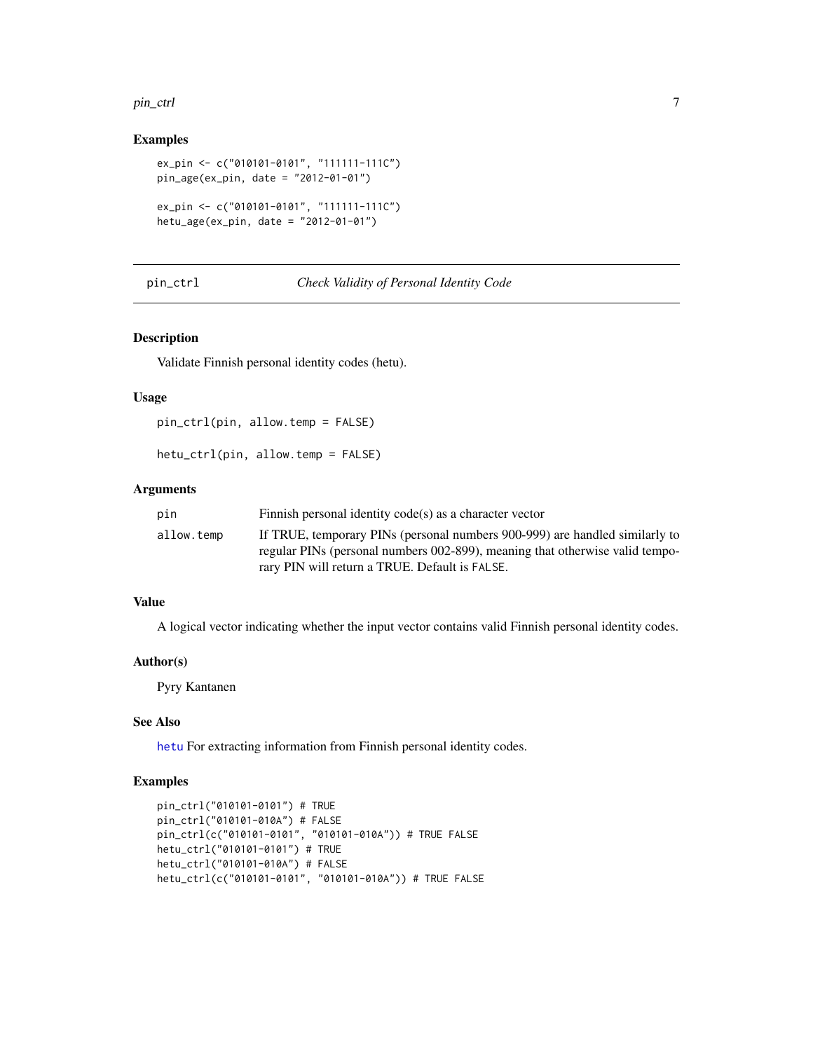### Examples

```
ex_pin <- c("010101-0101", "111111-111C")
pin_age(ex_pin, date = "2012-01-01")

ex_pin <- c("010101-0101", "111111-111C")
hetu_age(ex_pin, date = "2012-01-01")
```

---

## pin_ctrl — *Check Validity of Personal Identity Code*

### Description

Validate Finnish personal identity codes (hetu).

### Usage

```
pin_ctrl(pin, allow.temp = FALSE)

hetu_ctrl(pin, allow.temp = FALSE)
```

### Arguments

| | |
|---|---|
| pin | Finnish personal identity code(s) as a character vector |
| allow.temp | If TRUE, temporary PINs (personal numbers 900-999) are handled similarly to regular PINs (personal numbers 002-899), meaning that otherwise valid temporary PIN will return a TRUE. Default is `FALSE`. |

### Value

A logical vector indicating whether the input vector contains valid Finnish personal identity codes.

### Author(s)

Pyry Kantanen

### See Also

`hetu` For extracting information from Finnish personal identity codes.

### Examples

```
pin_ctrl("010101-0101") # TRUE
pin_ctrl("010101-010A") # FALSE
pin_ctrl(c("010101-0101", "010101-010A")) # TRUE FALSE
hetu_ctrl("010101-0101") # TRUE
hetu_ctrl("010101-010A") # FALSE
hetu_ctrl(c("010101-0101", "010101-010A")) # TRUE FALSE
```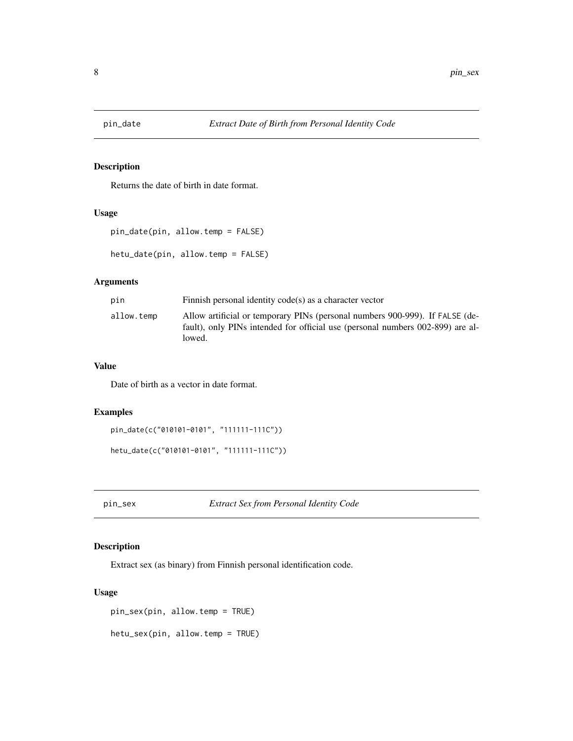## pin_date — *Extract Date of Birth from Personal Identity Code*

### Description

Returns the date of birth in date format.

### Usage

```
pin_date(pin, allow.temp = FALSE)

hetu_date(pin, allow.temp = FALSE)
```

### Arguments

| | |
|---|---|
| `pin` | Finnish personal identity code(s) as a character vector |
| `allow.temp` | Allow artificial or temporary PINs (personal numbers 900-999). If `FALSE` (default), only PINs intended for official use (personal numbers 002-899) are allowed. |

### Value

Date of birth as a vector in date format.

### Examples

```
pin_date(c("010101-0101", "111111-111C"))

hetu_date(c("010101-0101", "111111-111C"))
```

## pin_sex — *Extract Sex from Personal Identity Code*

### Description

Extract sex (as binary) from Finnish personal identification code.

### Usage

```
pin_sex(pin, allow.temp = TRUE)

hetu_sex(pin, allow.temp = TRUE)
```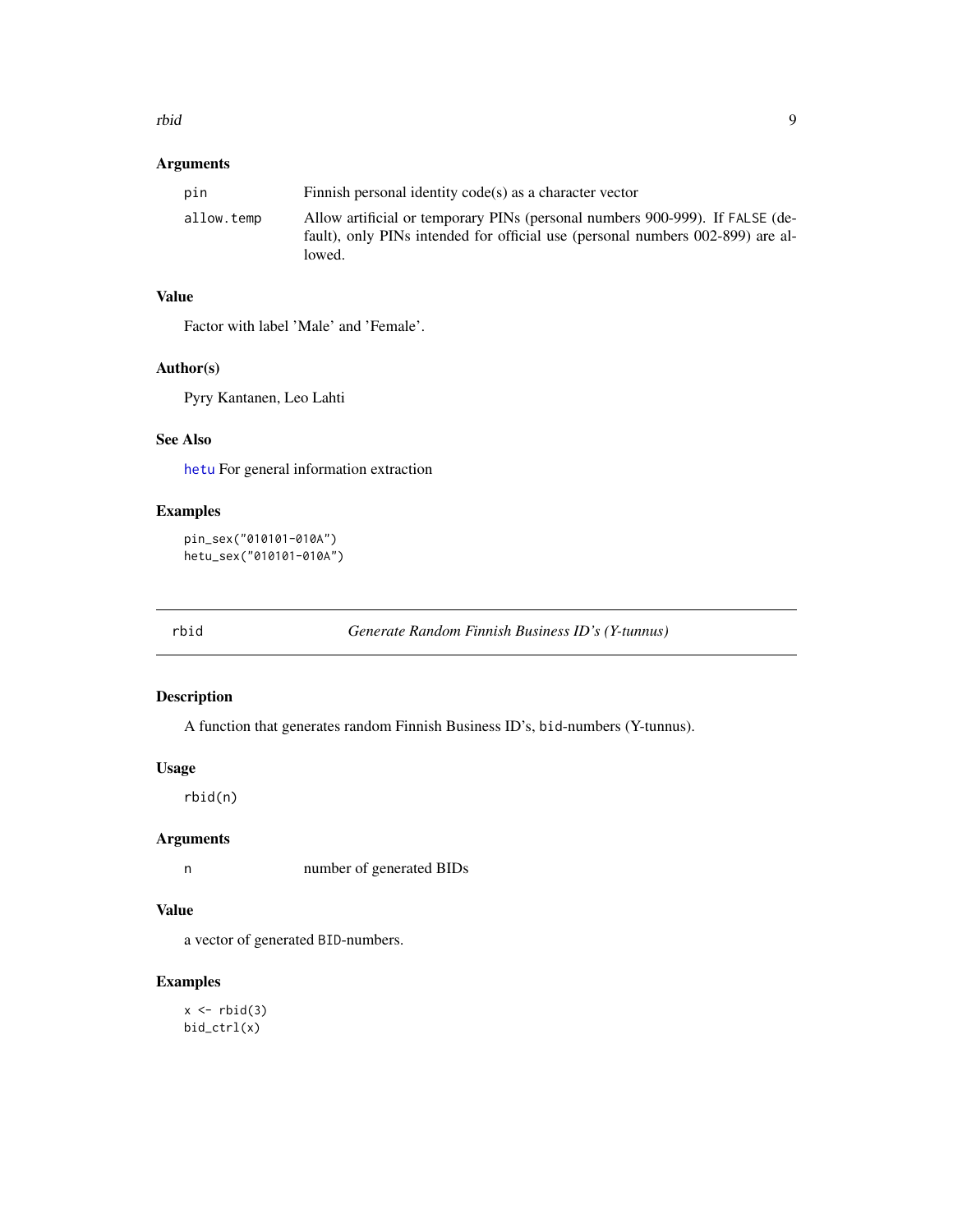### Arguments

| | |
|---|---|
| pin | Finnish personal identity code(s) as a character vector |
| allow.temp | Allow artificial or temporary PINs (personal numbers 900-999). If FALSE (default), only PINs intended for official use (personal numbers 002-899) are allowed. |

### Value

Factor with label 'Male' and 'Female'.

### Author(s)

Pyry Kantanen, Leo Lahti

### See Also

hetu For general information extraction

### Examples

```
pin_sex("010101-010A")
hetu_sex("010101-010A")
```

## rbid — *Generate Random Finnish Business ID's (Y-tunnus)*

### Description

A function that generates random Finnish Business ID's, bid-numbers (Y-tunnus).

### Usage

```
rbid(n)
```

### Arguments

| | |
|---|---|
| n | number of generated BIDs |

### Value

a vector of generated BID-numbers.

### Examples

```
x <- rbid(3)
bid_ctrl(x)
```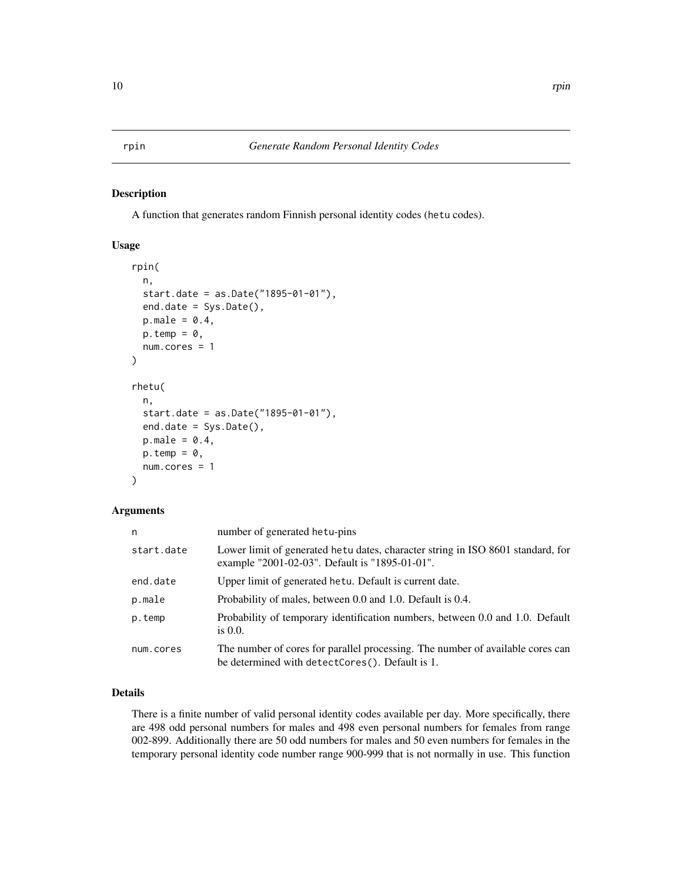## rpin — *Generate Random Personal Identity Codes*

### Description

A function that generates random Finnish personal identity codes (`hetu` codes).

### Usage

```
rpin(
  n,
  start.date = as.Date("1895-01-01"),
  end.date = Sys.Date(),
  p.male = 0.4,
  p.temp = 0,
  num.cores = 1
)

rhetu(
  n,
  start.date = as.Date("1895-01-01"),
  end.date = Sys.Date(),
  p.male = 0.4,
  p.temp = 0,
  num.cores = 1
)
```

### Arguments

| | |
|---|---|
| `n` | number of generated `hetu`-pins |
| `start.date` | Lower limit of generated `hetu` dates, character string in ISO 8601 standard, for example "2001-02-03". Default is "1895-01-01". |
| `end.date` | Upper limit of generated `hetu`. Default is current date. |
| `p.male` | Probability of males, between 0.0 and 1.0. Default is 0.4. |
| `p.temp` | Probability of temporary identification numbers, between 0.0 and 1.0. Default is 0.0. |
| `num.cores` | The number of cores for parallel processing. The number of available cores can be determined with `detectCores()`. Default is 1. |

### Details

There is a finite number of valid personal identity codes available per day. More specifically, there are 498 odd personal numbers for males and 498 even personal numbers for females from range 002-899. Additionally there are 50 odd numbers for males and 50 even numbers for females in the temporary personal identity code number range 900-999 that is not normally in use. This function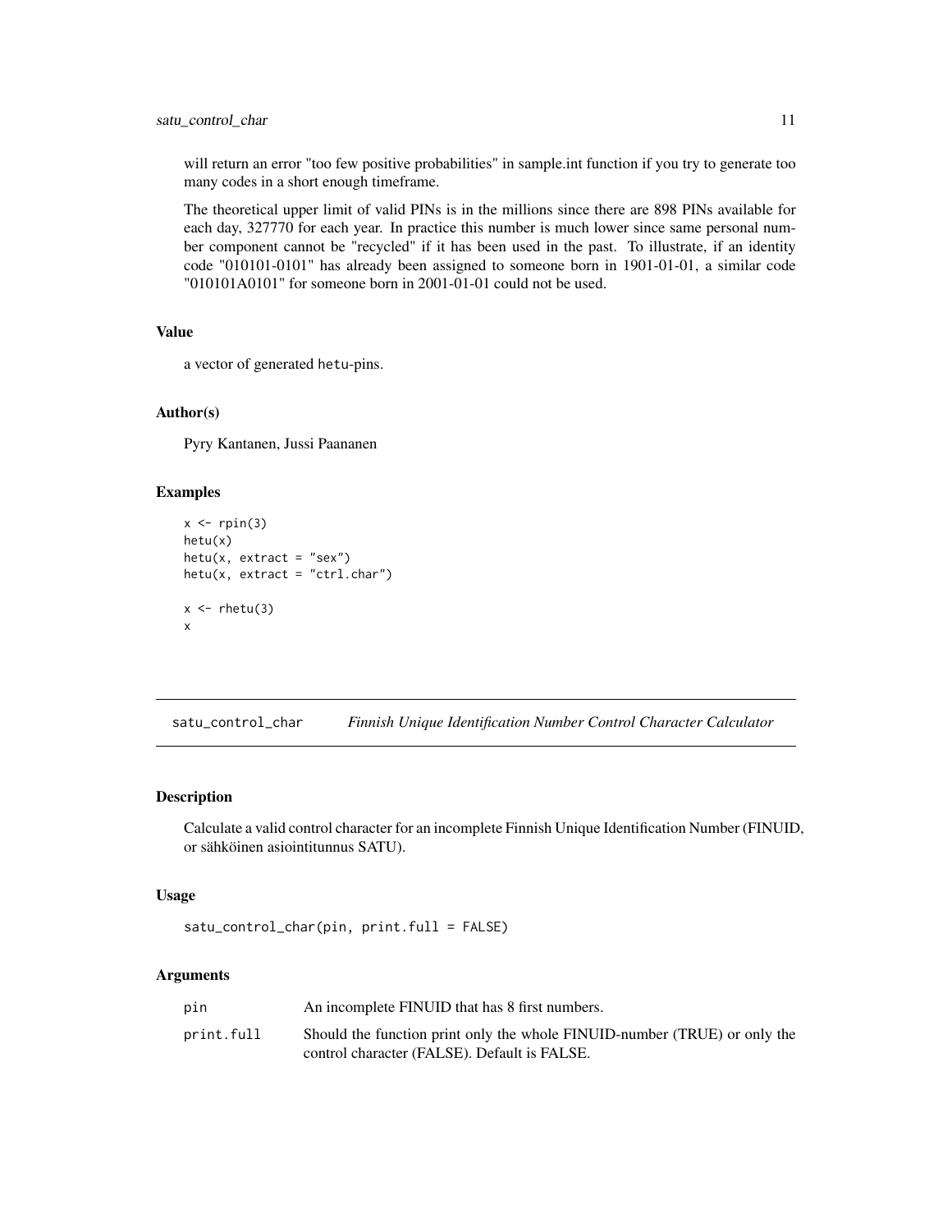will return an error "too few positive probabilities" in sample.int function if you try to generate too many codes in a short enough timeframe.

The theoretical upper limit of valid PINs is in the millions since there are 898 PINs available for each day, 327770 for each year. In practice this number is much lower since same personal number component cannot be "recycled" if it has been used in the past. To illustrate, if an identity code "010101-0101" has already been assigned to someone born in 1901-01-01, a similar code "010101A0101" for someone born in 2001-01-01 could not be used.

### Value

a vector of generated hetu-pins.

### Author(s)

Pyry Kantanen, Jussi Paananen

### Examples

```
x <- rpin(3)
hetu(x)
hetu(x, extract = "sex")
hetu(x, extract = "ctrl.char")

x <- rhetu(3)
x
```

---

## satu_control_char *Finnish Unique Identification Number Control Character Calculator*

---

### Description

Calculate a valid control character for an incomplete Finnish Unique Identification Number (FINUID, or sähköinen asiointitunnus SATU).

### Usage

```
satu_control_char(pin, print.full = FALSE)
```

### Arguments

| | |
|---|---|
| pin | An incomplete FINUID that has 8 first numbers. |
| print.full | Should the function print only the whole FINUID-number (TRUE) or only the control character (FALSE). Default is FALSE. |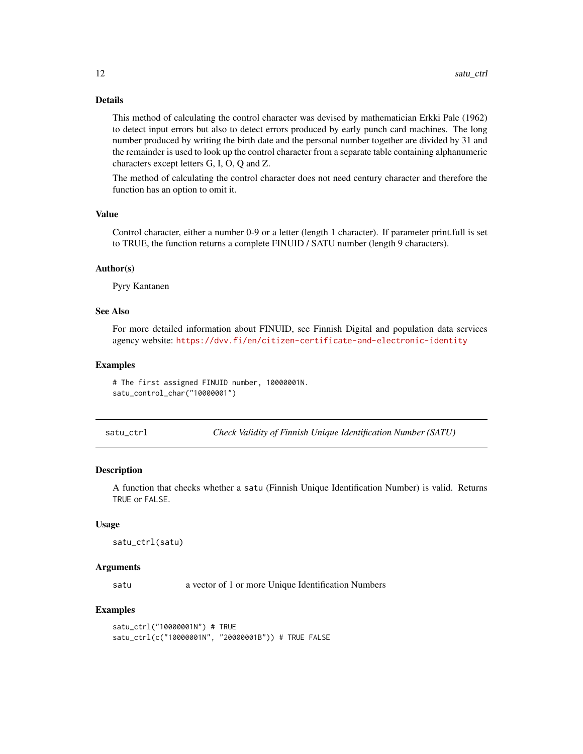### Details

This method of calculating the control character was devised by mathematician Erkki Pale (1962) to detect input errors but also to detect errors produced by early punch card machines. The long number produced by writing the birth date and the personal number together are divided by 31 and the remainder is used to look up the control character from a separate table containing alphanumeric characters except letters G, I, O, Q and Z.

The method of calculating the control character does not need century character and therefore the function has an option to omit it.

### Value

Control character, either a number 0-9 or a letter (length 1 character). If parameter print.full is set to TRUE, the function returns a complete FINUID / SATU number (length 9 characters).

### Author(s)

Pyry Kantanen

### See Also

For more detailed information about FINUID, see Finnish Digital and population data services agency website: https://dvv.fi/en/citizen-certificate-and-electronic-identity

### Examples

```
# The first assigned FINUID number, 10000001N.
satu_control_char("10000001")
```

---

## satu_ctrl — *Check Validity of Finnish Unique Identification Number (SATU)*

### Description

A function that checks whether a `satu` (Finnish Unique Identification Number) is valid. Returns `TRUE` or `FALSE`.

### Usage

```
satu_ctrl(satu)
```

### Arguments

| | |
|---|---|
| satu | a vector of 1 or more Unique Identification Numbers |

### Examples

```
satu_ctrl("10000001N") # TRUE
satu_ctrl(c("10000001N", "20000001B")) # TRUE FALSE
```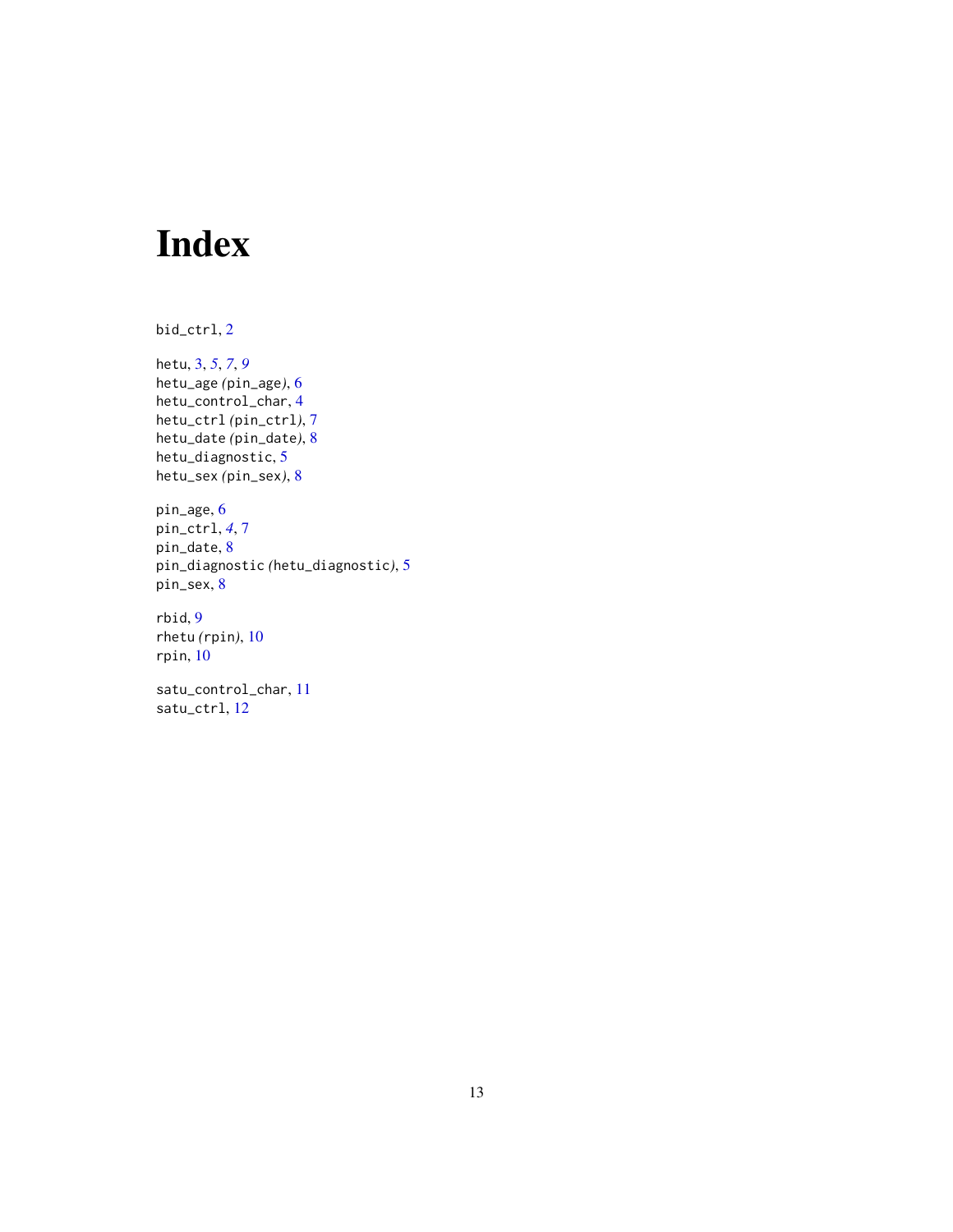# Index

bid_ctrl, 2

hetu, 3, *5*, *7*, *9*
hetu_age *(*pin_age*)*, 6
hetu_control_char, 4
hetu_ctrl *(*pin_ctrl*)*, 7
hetu_date *(*pin_date*)*, 8
hetu_diagnostic, 5
hetu_sex *(*pin_sex*)*, 8

pin_age, 6
pin_ctrl, *4*, 7
pin_date, 8
pin_diagnostic *(*hetu_diagnostic*)*, 5
pin_sex, 8

rbid, 9
rhetu *(*rpin*)*, 10
rpin, 10

satu_control_char, 11
satu_ctrl, 12